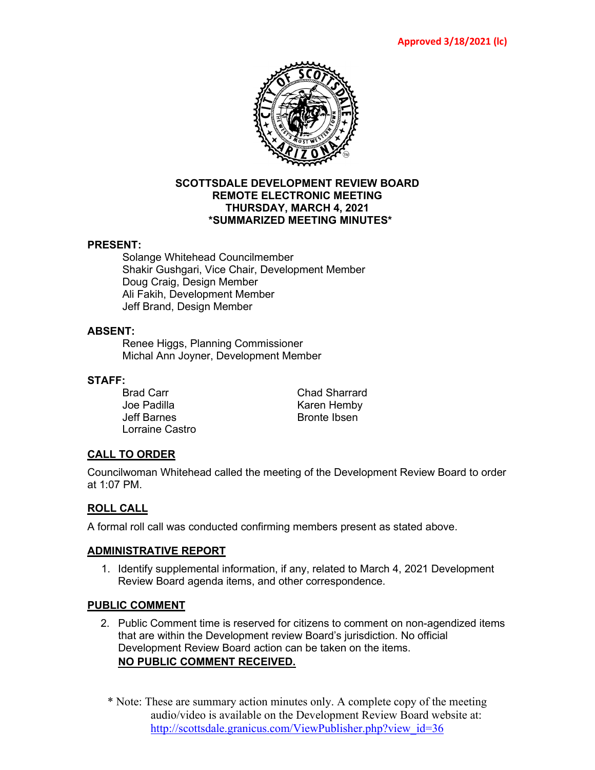Approved 3/18/2021 (lc)

**SCOTTSDALE DEVELOPMENT REVIEW BOARD**
**REMOTE ELECTRONIC MEETING**
**THURSDAY, MARCH 4, 2021**
**\*SUMMARIZED MEETING MINUTES\***

**PRESENT:**

Solange Whitehead Councilmember
Shakir Gushgari, Vice Chair, Development Member
Doug Craig, Design Member
Ali Fakih, Development Member
Jeff Brand, Design Member

**ABSENT:**

Renee Higgs, Planning Commissioner
Michal Ann Joyner, Development Member

**STAFF:**

Brad Carr
Joe Padilla
Jeff Barnes
Lorraine Castro
Chad Sharrard
Karen Hemby
Bronte Ibsen

## CALL TO ORDER

Councilwoman Whitehead called the meeting of the Development Review Board to order at 1:07 PM.

## ROLL CALL

A formal roll call was conducted confirming members present as stated above.

## ADMINISTRATIVE REPORT

1. Identify supplemental information, if any, related to March 4, 2021 Development Review Board agenda items, and other correspondence.

## PUBLIC COMMENT

2. Public Comment time is reserved for citizens to comment on non-agendized items that are within the Development review Board's jurisdiction. No official Development Review Board action can be taken on the items.
   **NO PUBLIC COMMENT RECEIVED.**

\* Note: These are summary action minutes only. A complete copy of the meeting audio/video is available on the Development Review Board website at: http://scottsdale.granicus.com/ViewPublisher.php?view_id=36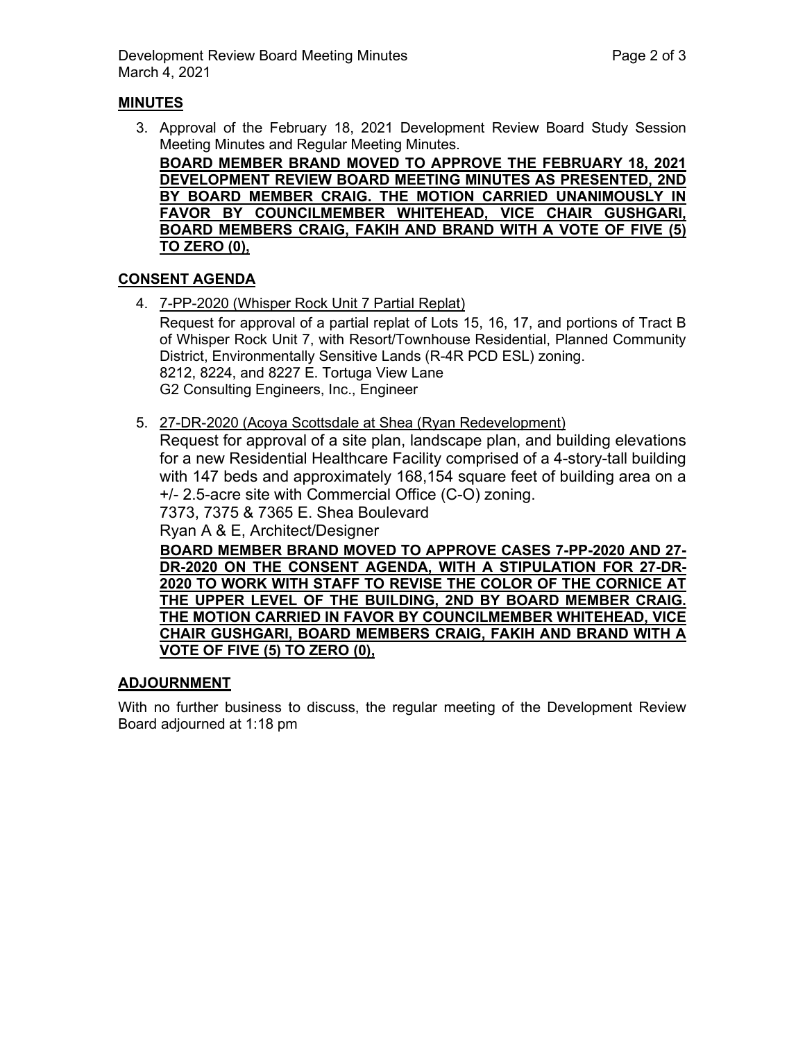## MINUTES

3. Approval of the February 18, 2021 Development Review Board Study Session Meeting Minutes and Regular Meeting Minutes.
**<u>BOARD MEMBER BRAND MOVED TO APPROVE THE FEBRUARY 18, 2021 DEVELOPMENT REVIEW BOARD MEETING MINUTES AS PRESENTED, 2ND BY BOARD MEMBER CRAIG. THE MOTION CARRIED UNANIMOUSLY IN FAVOR BY COUNCILMEMBER WHITEHEAD, VICE CHAIR GUSHGARI, BOARD MEMBERS CRAIG, FAKIH AND BRAND WITH A VOTE OF FIVE (5) TO ZERO (0),</u>**

## CONSENT AGENDA

4. <u>7-PP-2020 (Whisper Rock Unit 7 Partial Replat)</u>
Request for approval of a partial replat of Lots 15, 16, 17, and portions of Tract B of Whisper Rock Unit 7, with Resort/Townhouse Residential, Planned Community District, Environmentally Sensitive Lands (R-4R PCD ESL) zoning.
8212, 8224, and 8227 E. Tortuga View Lane
G2 Consulting Engineers, Inc., Engineer

5. <u>27-DR-2020 (Acoya Scottsdale at Shea (Ryan Redevelopment)</u>
Request for approval of a site plan, landscape plan, and building elevations for a new Residential Healthcare Facility comprised of a 4-story-tall building with 147 beds and approximately 168,154 square feet of building area on a +/- 2.5-acre site with Commercial Office (C-O) zoning.
7373, 7375 & 7365 E. Shea Boulevard
Ryan A & E, Architect/Designer
**<u>BOARD MEMBER BRAND MOVED TO APPROVE CASES 7-PP-2020 AND 27-DR-2020 ON THE CONSENT AGENDA, WITH A STIPULATION FOR 27-DR-2020 TO WORK WITH STAFF TO REVISE THE COLOR OF THE CORNICE AT THE UPPER LEVEL OF THE BUILDING, 2ND BY BOARD MEMBER CRAIG. THE MOTION CARRIED IN FAVOR BY COUNCILMEMBER WHITEHEAD, VICE CHAIR GUSHGARI, BOARD MEMBERS CRAIG, FAKIH AND BRAND WITH A VOTE OF FIVE (5) TO ZERO (0),</u>**

## ADJOURNMENT

With no further business to discuss, the regular meeting of the Development Review Board adjourned at 1:18 pm